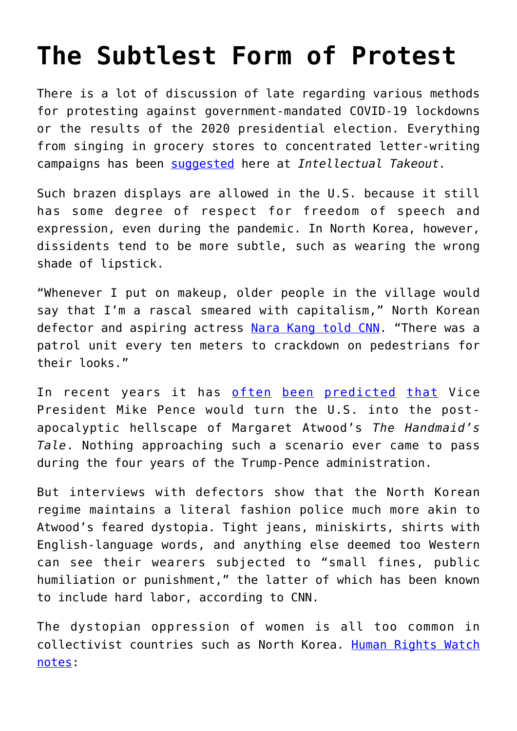# The Subtlest Form of Protest

There is a lot of discussion of late regarding various methods for protesting against government-mandated COVID-19 lockdowns or the results of the 2020 presidential election. Everything from singing in grocery stores to concentrated letter-writing campaigns has been suggested here at *Intellectual Takeout.*

Such brazen displays are allowed in the U.S. because it still has some degree of respect for freedom of speech and expression, even during the pandemic. In North Korea, however, dissidents tend to be more subtle, such as wearing the wrong shade of lipstick.

"Whenever I put on makeup, older people in the village would say that I'm a rascal smeared with capitalism," North Korean defector and aspiring actress Nara Kang told CNN. "There was a patrol unit every ten meters to crackdown on pedestrians for their looks."

In recent years it has often been predicted that Vice President Mike Pence would turn the U.S. into the post-apocalyptic hellscape of Margaret Atwood's *The Handmaid's Tale*. Nothing approaching such a scenario ever came to pass during the four years of the Trump-Pence administration.

But interviews with defectors show that the North Korean regime maintains a literal fashion police much more akin to Atwood's feared dystopia. Tight jeans, miniskirts, shirts with English-language words, and anything else deemed too Western can see their wearers subjected to "small fines, public humiliation or punishment," the latter of which has been known to include hard labor, according to CNN.

The dystopian oppression of women is all too common in collectivist countries such as North Korea. Human Rights Watch notes: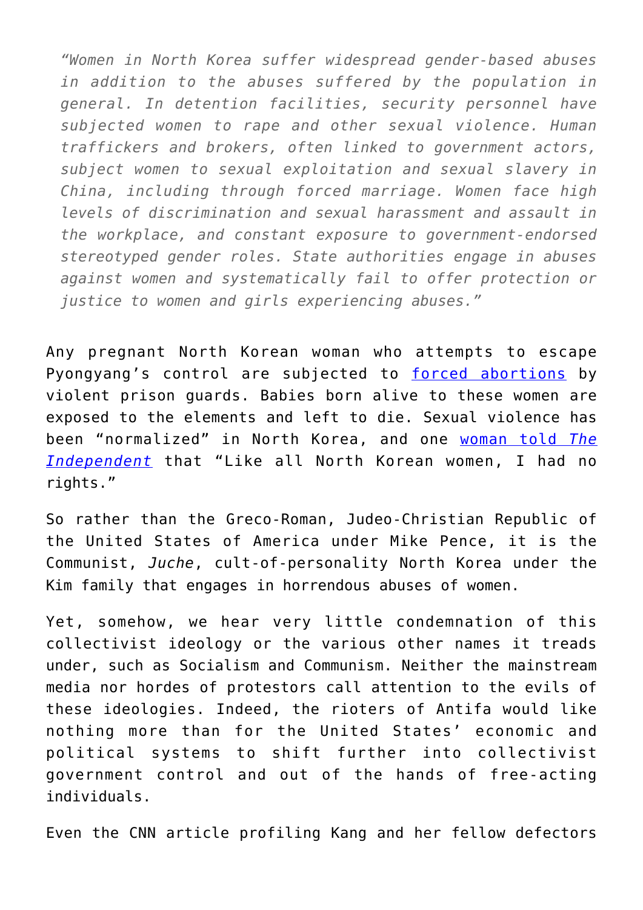> *"Women in North Korea suffer widespread gender-based abuses in addition to the abuses suffered by the population in general. In detention facilities, security personnel have subjected women to rape and other sexual violence. Human traffickers and brokers, often linked to government actors, subject women to sexual exploitation and sexual slavery in China, including through forced marriage. Women face high levels of discrimination and sexual harassment and assault in the workplace, and constant exposure to government-endorsed stereotyped gender roles. State authorities engage in abuses against women and systematically fail to offer protection or justice to women and girls experiencing abuses."*

Any pregnant North Korean woman who attempts to escape Pyongyang's control are subjected to forced abortions by violent prison guards. Babies born alive to these women are exposed to the elements and left to die. Sexual violence has been "normalized" in North Korea, and one woman told *The Independent* that "Like all North Korean women, I had no rights."

So rather than the Greco-Roman, Judeo-Christian Republic of the United States of America under Mike Pence, it is the Communist, *Juche*, cult-of-personality North Korea under the Kim family that engages in horrendous abuses of women.

Yet, somehow, we hear very little condemnation of this collectivist ideology or the various other names it treads under, such as Socialism and Communism. Neither the mainstream media nor hordes of protestors call attention to the evils of these ideologies. Indeed, the rioters of Antifa would like nothing more than for the United States' economic and political systems to shift further into collectivist government control and out of the hands of free-acting individuals.

Even the CNN article profiling Kang and her fellow defectors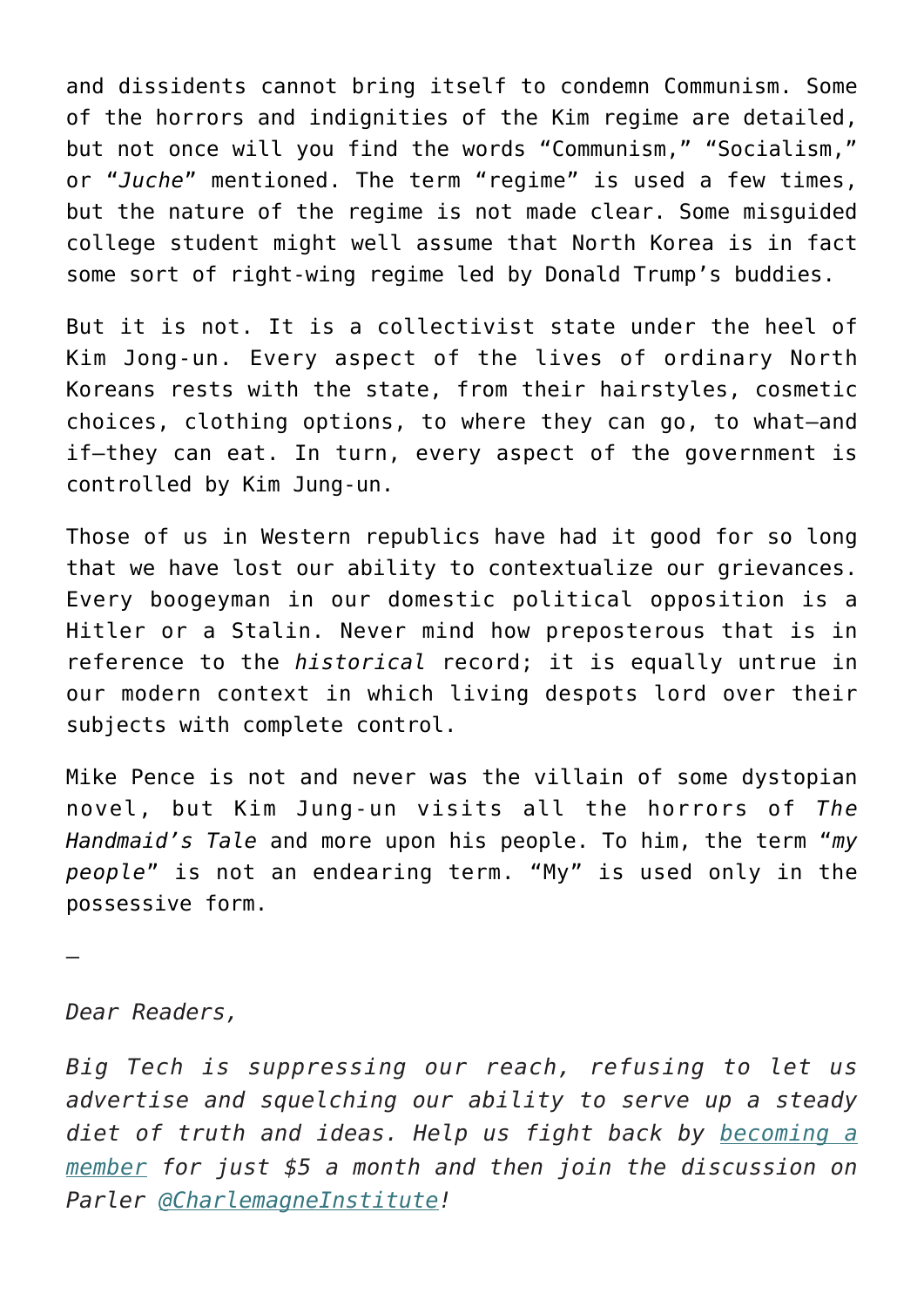and dissidents cannot bring itself to condemn Communism. Some of the horrors and indignities of the Kim regime are detailed, but not once will you find the words “Communism,” “Socialism,” or “*Juche*” mentioned. The term “regime” is used a few times, but the nature of the regime is not made clear. Some misguided college student might well assume that North Korea is in fact some sort of right-wing regime led by Donald Trump’s buddies.

But it is not. It is a collectivist state under the heel of Kim Jong-un. Every aspect of the lives of ordinary North Koreans rests with the state, from their hairstyles, cosmetic choices, clothing options, to where they can go, to what—and if—they can eat. In turn, every aspect of the government is controlled by Kim Jung-un.

Those of us in Western republics have had it good for so long that we have lost our ability to contextualize our grievances. Every boogeyman in our domestic political opposition is a Hitler or a Stalin. Never mind how preposterous that is in reference to the *historical* record; it is equally untrue in our modern context in which living despots lord over their subjects with complete control.

Mike Pence is not and never was the villain of some dystopian novel, but Kim Jung-un visits all the horrors of *The Handmaid’s Tale* and more upon his people. To him, the term “*my people*” is not an endearing term. “My” is used only in the possessive form.

—

*Dear Readers,*

*Big Tech is suppressing our reach, refusing to let us advertise and squelching our ability to serve up a steady diet of truth and ideas. Help us fight back by [becoming a member]() for just $5 a month and then join the discussion on Parler [@CharlemagneInstitute]()!*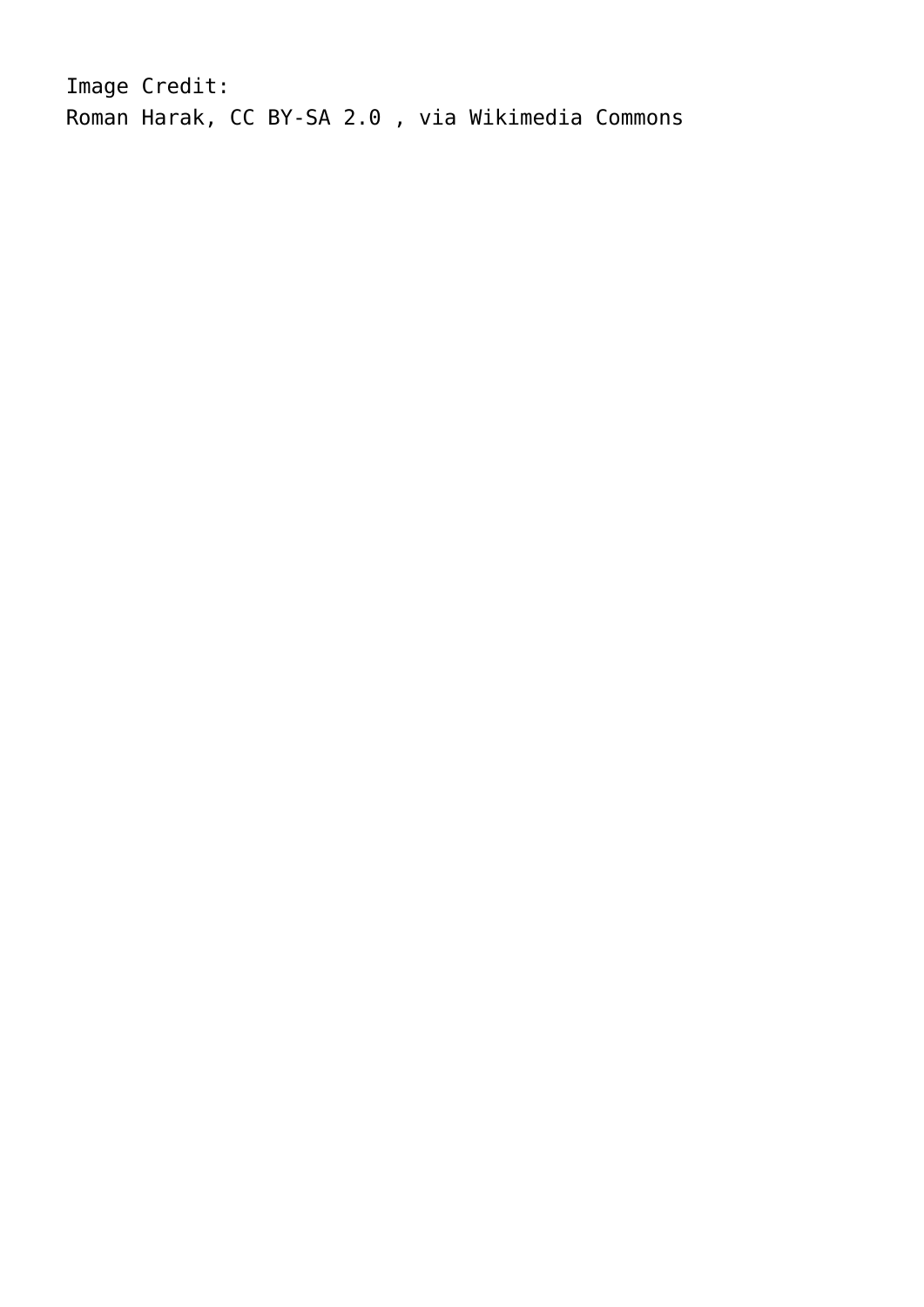Image Credit:
Roman Harak, CC BY-SA 2.0 , via Wikimedia Commons